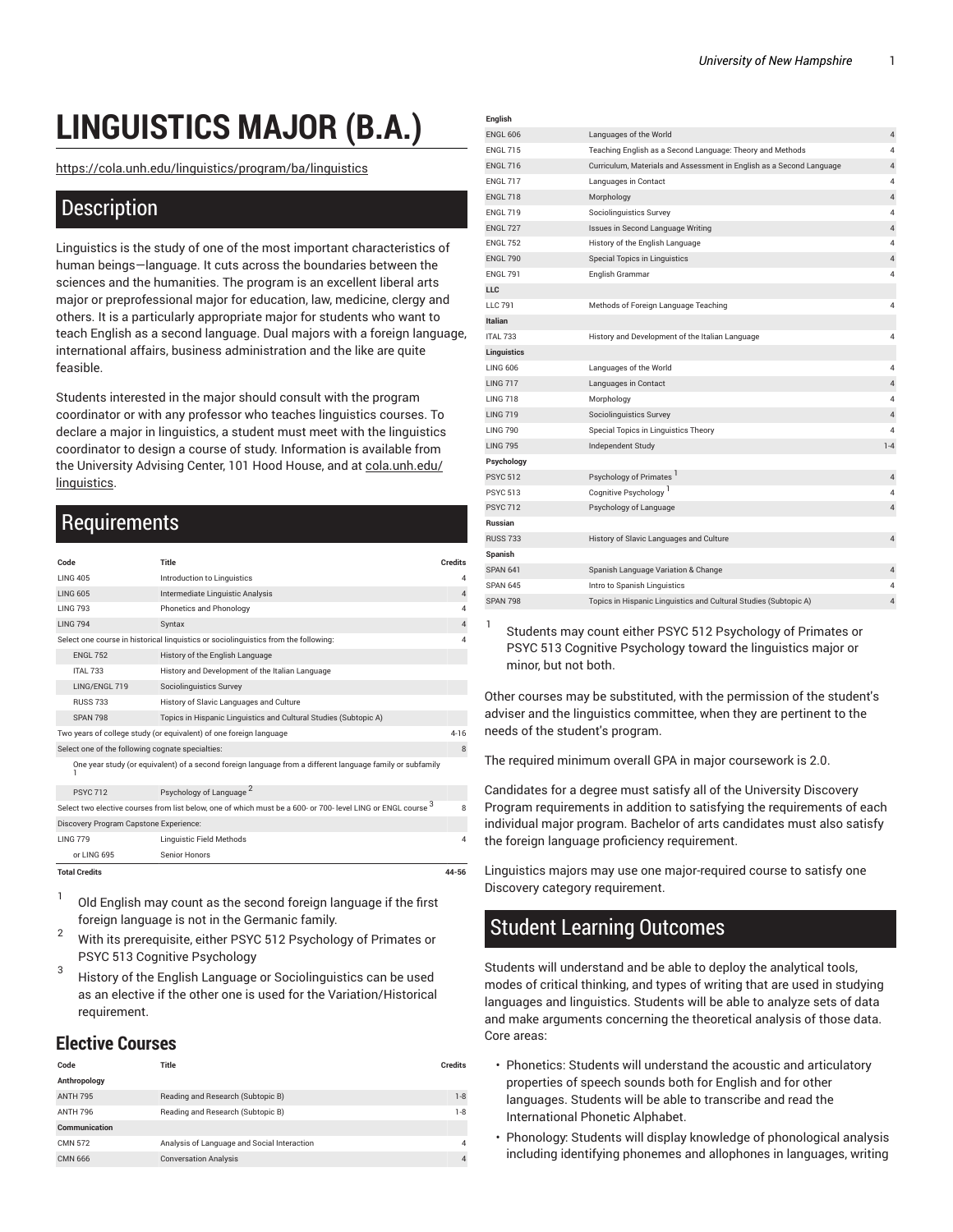# LINGUISTICS MAJOR (B.A.)

https://cola.unh.edu/linguistics/program/ba/linguistics

## Description

Linguistics is the study of one of the most important characteristics of human beings—language. It cuts across the boundaries between the sciences and the humanities. The program is an excellent liberal arts major or preprofessional major for education, law, medicine, clergy and others. It is a particularly appropriate major for students who want to teach English as a second language. Dual majors with a foreign language, international affairs, business administration and the like are quite feasible.

Students interested in the major should consult with the program coordinator or with any professor who teaches linguistics courses. To declare a major in linguistics, a student must meet with the linguistics coordinator to design a course of study. Information is available from the University Advising Center, 101 Hood House, and at cola.unh.edu/linguistics.

## Requirements

| Code | Title | Credits |
|---|---|---|
| LING 405 | Introduction to Linguistics | 4 |
| LING 605 | Intermediate Linguistic Analysis | 4 |
| LING 793 | Phonetics and Phonology | 4 |
| LING 794 | Syntax | 4 |
| Select one course in historical linguistics or sociolinguistics from the following: | | 4 |
| ENGL 752 | History of the English Language | |
| ITAL 733 | History and Development of the Italian Language | |
| LING/ENGL 719 | Sociolinguistics Survey | |
| RUSS 733 | History of Slavic Languages and Culture | |
| SPAN 798 | Topics in Hispanic Linguistics and Cultural Studies (Subtopic A) | |
| Two years of college study (or equivalent) of one foreign language | | 4-16 |
| Select one of the following cognate specialties: | | 8 |
| One year study (or equivalent) of a second foreign language from a different language family or subfamily [1] | | |
| PSYC 712 | Psychology of Language [2] | |
| Select two elective courses from list below, one of which must be a 600- or 700- level LING or ENGL course [3] | | 8 |
| Discovery Program Capstone Experience: | | |
| LING 779 | Linguistic Field Methods | 4 |
| or LING 695 | Senior Honors | |
| **Total Credits** | | **44-56** |

1. Old English may count as the second foreign language if the first foreign language is not in the Germanic family.
2. With its prerequisite, either PSYC 512 Psychology of Primates or PSYC 513 Cognitive Psychology
3. History of the English Language or Sociolinguistics can be used as an elective if the other one is used for the Variation/Historical requirement.

### Elective Courses

| Code | Title | Credits |
|---|---|---|
| **Anthropology** | | |
| ANTH 795 | Reading and Research (Subtopic B) | 1-8 |
| ANTH 796 | Reading and Research (Subtopic B) | 1-8 |
| **Communication** | | |
| CMN 572 | Analysis of Language and Social Interaction | 4 |
| CMN 666 | Conversation Analysis | 4 |
| **English** | | |
| ENGL 606 | Languages of the World | 4 |
| ENGL 715 | Teaching English as a Second Language: Theory and Methods | 4 |
| ENGL 716 | Curriculum, Materials and Assessment in English as a Second Language | 4 |
| ENGL 717 | Languages in Contact | 4 |
| ENGL 718 | Morphology | 4 |
| ENGL 719 | Sociolinguistics Survey | 4 |
| ENGL 727 | Issues in Second Language Writing | 4 |
| ENGL 752 | History of the English Language | 4 |
| ENGL 790 | Special Topics in Linguistics | 4 |
| ENGL 791 | English Grammar | 4 |
| **LLC** | | |
| LLC 791 | Methods of Foreign Language Teaching | 4 |
| **Italian** | | |
| ITAL 733 | History and Development of the Italian Language | 4 |
| **Linguistics** | | |
| LING 606 | Languages of the World | 4 |
| LING 717 | Languages in Contact | 4 |
| LING 718 | Morphology | 4 |
| LING 719 | Sociolinguistics Survey | 4 |
| LING 790 | Special Topics in Linguistics Theory | 4 |
| LING 795 | Independent Study | 1-4 |
| **Psychology** | | |
| PSYC 512 | Psychology of Primates [1] | 4 |
| PSYC 513 | Cognitive Psychology [1] | 4 |
| PSYC 712 | Psychology of Language | 4 |
| **Russian** | | |
| RUSS 733 | History of Slavic Languages and Culture | 4 |
| **Spanish** | | |
| SPAN 641 | Spanish Language Variation & Change | 4 |
| SPAN 645 | Intro to Spanish Linguistics | 4 |
| SPAN 798 | Topics in Hispanic Linguistics and Cultural Studies (Subtopic A) | 4 |

1. Students may count either PSYC 512 Psychology of Primates or PSYC 513 Cognitive Psychology toward the linguistics major or minor, but not both.

Other courses may be substituted, with the permission of the student's adviser and the linguistics committee, when they are pertinent to the needs of the student's program.

The required minimum overall GPA in major coursework is 2.0.

Candidates for a degree must satisfy all of the University Discovery Program requirements in addition to satisfying the requirements of each individual major program. Bachelor of arts candidates must also satisfy the foreign language proficiency requirement.

Linguistics majors may use one major-required course to satisfy one Discovery category requirement.

## Student Learning Outcomes

Students will understand and be able to deploy the analytical tools, modes of critical thinking, and types of writing that are used in studying languages and linguistics. Students will be able to analyze sets of data and make arguments concerning the theoretical analysis of those data. Core areas:

- Phonetics: Students will understand the acoustic and articulatory properties of speech sounds both for English and for other languages. Students will be able to transcribe and read the International Phonetic Alphabet.
- Phonology: Students will display knowledge of phonological analysis including identifying phonemes and allophones in languages, writing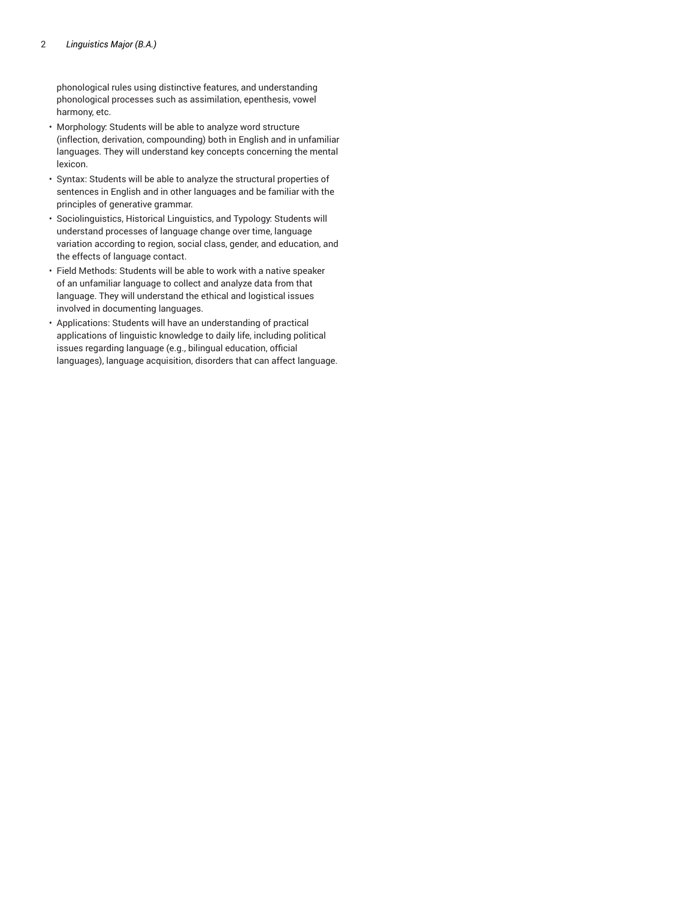phonological rules using distinctive features, and understanding phonological processes such as assimilation, epenthesis, vowel harmony, etc.

- Morphology: Students will be able to analyze word structure (inflection, derivation, compounding) both in English and in unfamiliar languages. They will understand key concepts concerning the mental lexicon.
- Syntax: Students will be able to analyze the structural properties of sentences in English and in other languages and be familiar with the principles of generative grammar.
- Sociolinguistics, Historical Linguistics, and Typology: Students will understand processes of language change over time, language variation according to region, social class, gender, and education, and the effects of language contact.
- Field Methods: Students will be able to work with a native speaker of an unfamiliar language to collect and analyze data from that language. They will understand the ethical and logistical issues involved in documenting languages.
- Applications: Students will have an understanding of practical applications of linguistic knowledge to daily life, including political issues regarding language (e.g., bilingual education, official languages), language acquisition, disorders that can affect language.